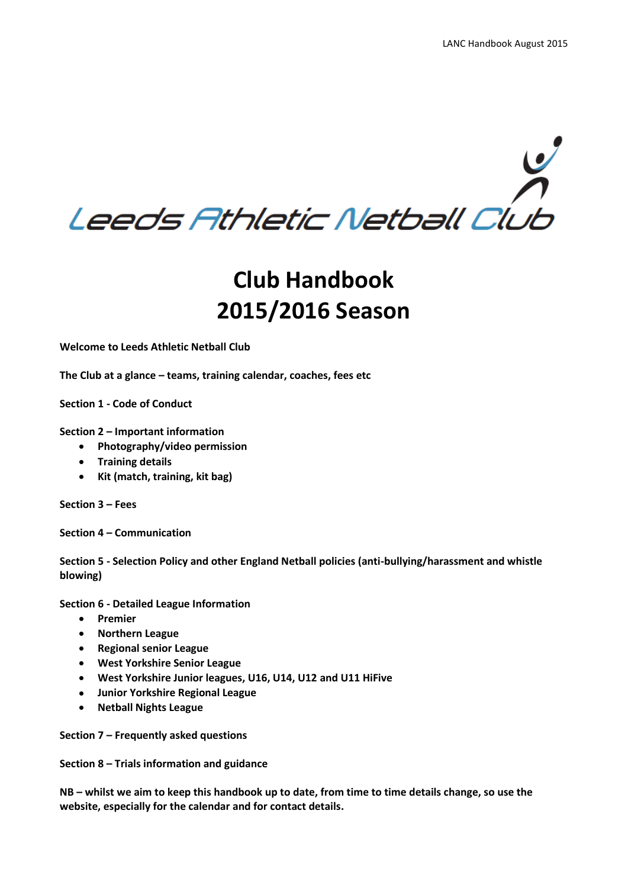Leeds Athletic Netball Club

# Club Handbook 2015/2016 Season

**Welcome to Leeds Athletic Netball Club**

**The Club at a glance – teams, training calendar, coaches, fees etc**

**Section 1 - Code of Conduct**

**Section 2 – Important information**
- **Photography/video permission**
- **Training details**
- **Kit (match, training, kit bag)**

**Section 3 – Fees**

**Section 4 – Communication**

**Section 5 - Selection Policy and other England Netball policies (anti-bullying/harassment and whistle blowing)**

**Section 6 - Detailed League Information**
- **Premier**
- **Northern League**
- **Regional senior League**
- **West Yorkshire Senior League**
- **West Yorkshire Junior leagues, U16, U14, U12 and U11 HiFive**
- **Junior Yorkshire Regional League**
- **Netball Nights League**

**Section 7 – Frequently asked questions**

**Section 8 – Trials information and guidance**

**NB – whilst we aim to keep this handbook up to date, from time to time details change, so use the website, especially for the calendar and for contact details.**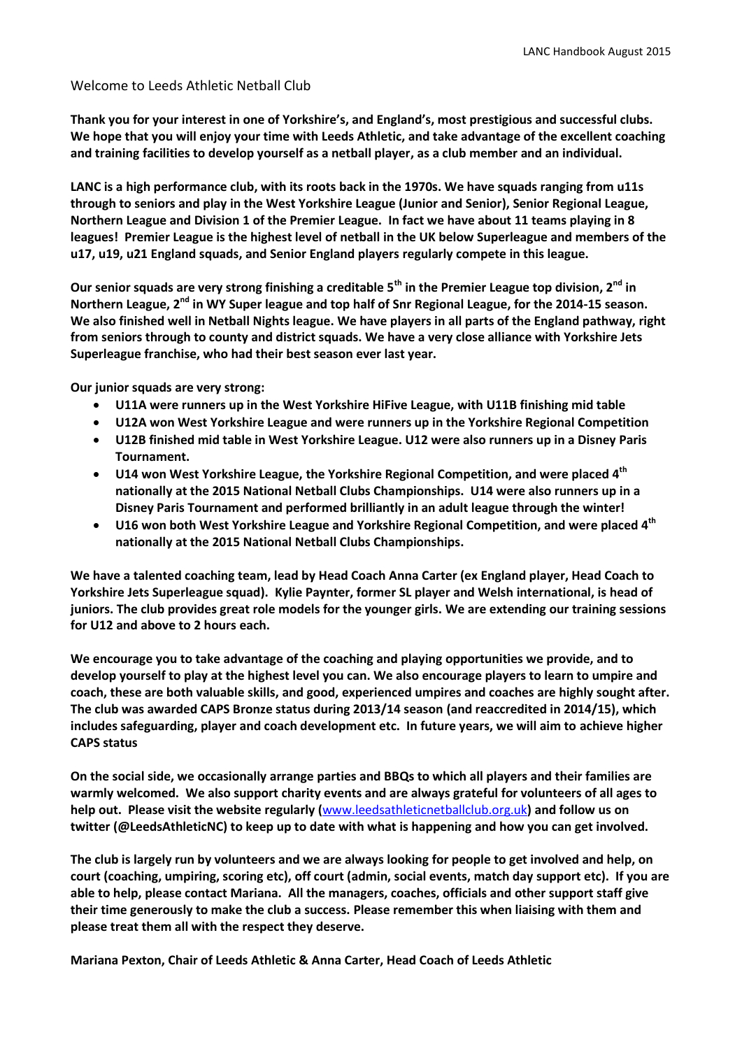# Welcome to Leeds Athletic Netball Club

**Thank you for your interest in one of Yorkshire's, and England's, most prestigious and successful clubs. We hope that you will enjoy your time with Leeds Athletic, and take advantage of the excellent coaching and training facilities to develop yourself as a netball player, as a club member and an individual.**

**LANC is a high performance club, with its roots back in the 1970s. We have squads ranging from u11s through to seniors and play in the West Yorkshire League (Junior and Senior), Senior Regional League, Northern League and Division 1 of the Premier League. In fact we have about 11 teams playing in 8 leagues! Premier League is the highest level of netball in the UK below Superleague and members of the u17, u19, u21 England squads, and Senior England players regularly compete in this league.**

**Our senior squads are very strong finishing a creditable 5th in the Premier League top division, 2nd in Northern League, 2nd in WY Super league and top half of Snr Regional League, for the 2014-15 season. We also finished well in Netball Nights league. We have players in all parts of the England pathway, right from seniors through to county and district squads. We have a very close alliance with Yorkshire Jets Superleague franchise, who had their best season ever last year.**

**Our junior squads are very strong:**

- **U11A were runners up in the West Yorkshire HiFive League, with U11B finishing mid table**
- **U12A won West Yorkshire League and were runners up in the Yorkshire Regional Competition**
- **U12B finished mid table in West Yorkshire League. U12 were also runners up in a Disney Paris Tournament.**
- **U14 won West Yorkshire League, the Yorkshire Regional Competition, and were placed 4th nationally at the 2015 National Netball Clubs Championships. U14 were also runners up in a Disney Paris Tournament and performed brilliantly in an adult league through the winter!**
- **U16 won both West Yorkshire League and Yorkshire Regional Competition, and were placed 4th nationally at the 2015 National Netball Clubs Championships.**

**We have a talented coaching team, lead by Head Coach Anna Carter (ex England player, Head Coach to Yorkshire Jets Superleague squad). Kylie Paynter, former SL player and Welsh international, is head of juniors. The club provides great role models for the younger girls. We are extending our training sessions for U12 and above to 2 hours each.**

**We encourage you to take advantage of the coaching and playing opportunities we provide, and to develop yourself to play at the highest level you can. We also encourage players to learn to umpire and coach, these are both valuable skills, and good, experienced umpires and coaches are highly sought after. The club was awarded CAPS Bronze status during 2013/14 season (and reaccredited in 2014/15), which includes safeguarding, player and coach development etc. In future years, we will aim to achieve higher CAPS status**

**On the social side, we occasionally arrange parties and BBQs to which all players and their families are warmly welcomed. We also support charity events and are always grateful for volunteers of all ages to help out. Please visit the website regularly ([www.leedsathleticnetballclub.org.uk](http://www.leedsathleticnetballclub.org.uk)) and follow us on twitter (@LeedsAthleticNC) to keep up to date with what is happening and how you can get involved.**

**The club is largely run by volunteers and we are always looking for people to get involved and help, on court (coaching, umpiring, scoring etc), off court (admin, social events, match day support etc). If you are able to help, please contact Mariana. All the managers, coaches, officials and other support staff give their time generously to make the club a success. Please remember this when liaising with them and please treat them all with the respect they deserve.**

**Mariana Pexton, Chair of Leeds Athletic & Anna Carter, Head Coach of Leeds Athletic**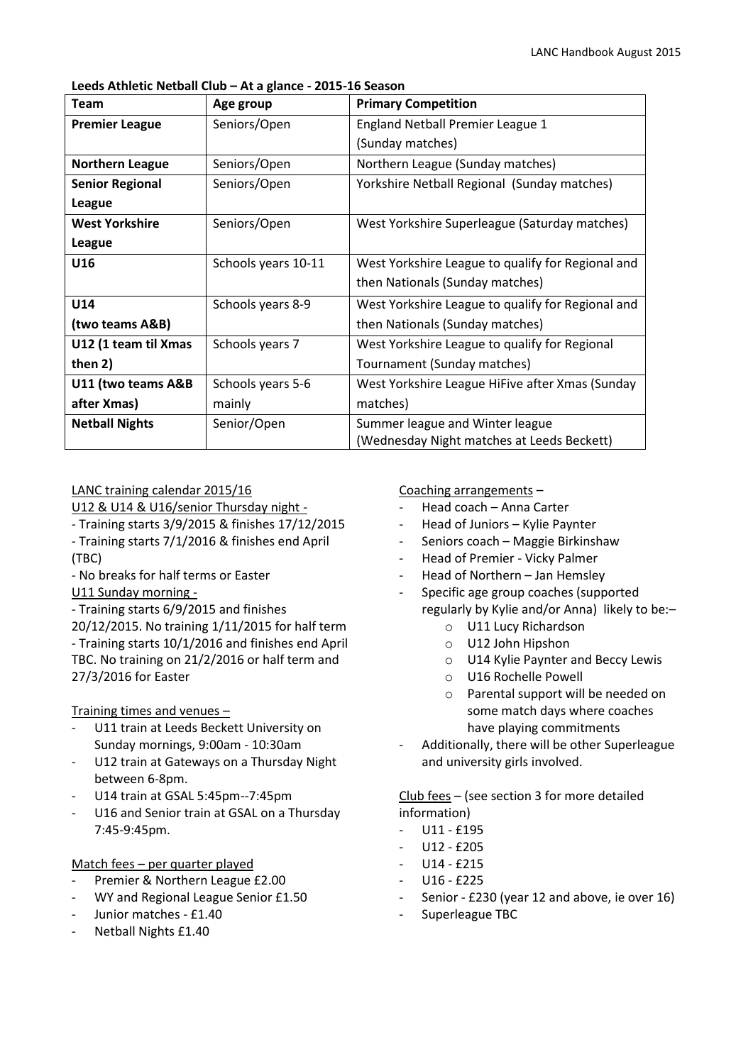**Leeds Athletic Netball Club – At a glance - 2015-16 Season**

| Team | Age group | Primary Competition |
|---|---|---|
| **Premier League** | Seniors/Open | England Netball Premier League 1 (Sunday matches) |
| **Northern League** | Seniors/Open | Northern League (Sunday matches) |
| **Senior Regional League** | Seniors/Open | Yorkshire Netball Regional (Sunday matches) |
| **West Yorkshire League** | Seniors/Open | West Yorkshire Superleague (Saturday matches) |
| **U16** | Schools years 10-11 | West Yorkshire League to qualify for Regional and then Nationals (Sunday matches) |
| **U14 (two teams A&B)** | Schools years 8-9 | West Yorkshire League to qualify for Regional and then Nationals (Sunday matches) |
| **U12 (1 team til Xmas then 2)** | Schools years 7 | West Yorkshire League to qualify for Regional Tournament (Sunday matches) |
| **U11 (two teams A&B after Xmas)** | Schools years 5-6 mainly | West Yorkshire League HiFive after Xmas (Sunday matches) |
| **Netball Nights** | Senior/Open | Summer league and Winter league (Wednesday Night matches at Leeds Beckett) |

LANC training calendar 2015/16

U12 & U14 & U16/senior Thursday night -

- Training starts 3/9/2015 & finishes 17/12/2015
- Training starts 7/1/2016 & finishes end April (TBC)
- No breaks for half terms or Easter

U11 Sunday morning -

- Training starts 6/9/2015 and finishes 20/12/2015. No training 1/11/2015 for half term
- Training starts 10/1/2016 and finishes end April TBC. No training on 21/2/2016 or half term and 27/3/2016 for Easter

Training times and venues –

- U11 train at Leeds Beckett University on Sunday mornings, 9:00am - 10:30am
- U12 train at Gateways on a Thursday Night between 6-8pm.
- U14 train at GSAL 5:45pm--7:45pm
- U16 and Senior train at GSAL on a Thursday 7:45-9:45pm.

Match fees – per quarter played

- Premier & Northern League £2.00
- WY and Regional League Senior £1.50
- Junior matches - £1.40
- Netball Nights £1.40

Coaching arrangements –

- Head coach – Anna Carter
- Head of Juniors – Kylie Paynter
- Seniors coach – Maggie Birkinshaw
- Head of Premier - Vicky Palmer
- Head of Northern – Jan Hemsley
- Specific age group coaches (supported regularly by Kylie and/or Anna) likely to be:–
  - U11 Lucy Richardson
  - U12 John Hipshon
  - U14 Kylie Paynter and Beccy Lewis
  - U16 Rochelle Powell
  - Parental support will be needed on some match days where coaches have playing commitments
- Additionally, there will be other Superleague and university girls involved.

Club fees – (see section 3 for more detailed information)

- U11 - £195
- U12 - £205
- U14 - £215
- U16 - £225
- Senior - £230 (year 12 and above, ie over 16)
- Superleague TBC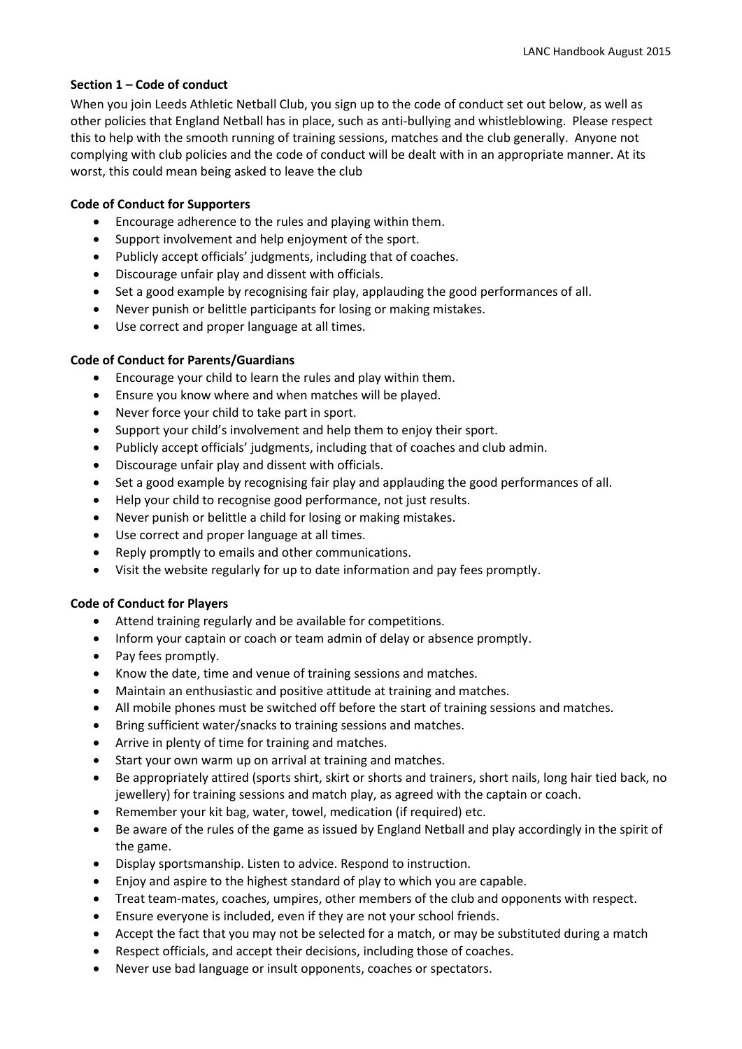**Section 1 – Code of conduct**

When you join Leeds Athletic Netball Club, you sign up to the code of conduct set out below, as well as other policies that England Netball has in place, such as anti-bullying and whistleblowing. Please respect this to help with the smooth running of training sessions, matches and the club generally. Anyone not complying with club policies and the code of conduct will be dealt with in an appropriate manner. At its worst, this could mean being asked to leave the club

**Code of Conduct for Supporters**

- Encourage adherence to the rules and playing within them.
- Support involvement and help enjoyment of the sport.
- Publicly accept officials' judgments, including that of coaches.
- Discourage unfair play and dissent with officials.
- Set a good example by recognising fair play, applauding the good performances of all.
- Never punish or belittle participants for losing or making mistakes.
- Use correct and proper language at all times.

**Code of Conduct for Parents/Guardians**

- Encourage your child to learn the rules and play within them.
- Ensure you know where and when matches will be played.
- Never force your child to take part in sport.
- Support your child's involvement and help them to enjoy their sport.
- Publicly accept officials' judgments, including that of coaches and club admin.
- Discourage unfair play and dissent with officials.
- Set a good example by recognising fair play and applauding the good performances of all.
- Help your child to recognise good performance, not just results.
- Never punish or belittle a child for losing or making mistakes.
- Use correct and proper language at all times.
- Reply promptly to emails and other communications.
- Visit the website regularly for up to date information and pay fees promptly.

**Code of Conduct for Players**

- Attend training regularly and be available for competitions.
- Inform your captain or coach or team admin of delay or absence promptly.
- Pay fees promptly.
- Know the date, time and venue of training sessions and matches.
- Maintain an enthusiastic and positive attitude at training and matches.
- All mobile phones must be switched off before the start of training sessions and matches.
- Bring sufficient water/snacks to training sessions and matches.
- Arrive in plenty of time for training and matches.
- Start your own warm up on arrival at training and matches.
- Be appropriately attired (sports shirt, skirt or shorts and trainers, short nails, long hair tied back, no jewellery) for training sessions and match play, as agreed with the captain or coach.
- Remember your kit bag, water, towel, medication (if required) etc.
- Be aware of the rules of the game as issued by England Netball and play accordingly in the spirit of the game.
- Display sportsmanship. Listen to advice. Respond to instruction.
- Enjoy and aspire to the highest standard of play to which you are capable.
- Treat team-mates, coaches, umpires, other members of the club and opponents with respect.
- Ensure everyone is included, even if they are not your school friends.
- Accept the fact that you may not be selected for a match, or may be substituted during a match
- Respect officials, and accept their decisions, including those of coaches.
- Never use bad language or insult opponents, coaches or spectators.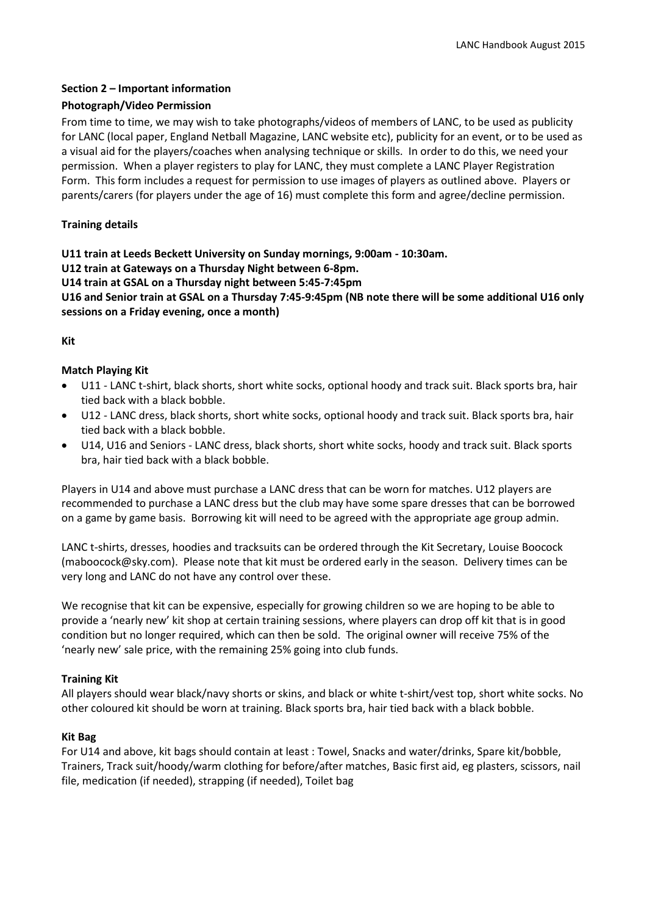## Section 2 – Important information

### Photograph/Video Permission

From time to time, we may wish to take photographs/videos of members of LANC, to be used as publicity for LANC (local paper, England Netball Magazine, LANC website etc), publicity for an event, or to be used as a visual aid for the players/coaches when analysing technique or skills. In order to do this, we need your permission. When a player registers to play for LANC, they must complete a LANC Player Registration Form. This form includes a request for permission to use images of players as outlined above. Players or parents/carers (for players under the age of 16) must complete this form and agree/decline permission.

### Training details

**U11 train at Leeds Beckett University on Sunday mornings, 9:00am - 10:30am.**
**U12 train at Gateways on a Thursday Night between 6-8pm.**
**U14 train at GSAL on a Thursday night between 5:45-7:45pm**
**U16 and Senior train at GSAL on a Thursday 7:45-9:45pm (NB note there will be some additional U16 only sessions on a Friday evening, once a month)**

### Kit

#### Match Playing Kit

- U11 - LANC t-shirt, black shorts, short white socks, optional hoody and track suit. Black sports bra, hair tied back with a black bobble.
- U12 - LANC dress, black shorts, short white socks, optional hoody and track suit. Black sports bra, hair tied back with a black bobble.
- U14, U16 and Seniors - LANC dress, black shorts, short white socks, hoody and track suit. Black sports bra, hair tied back with a black bobble.

Players in U14 and above must purchase a LANC dress that can be worn for matches. U12 players are recommended to purchase a LANC dress but the club may have some spare dresses that can be borrowed on a game by game basis. Borrowing kit will need to be agreed with the appropriate age group admin.

LANC t-shirts, dresses, hoodies and tracksuits can be ordered through the Kit Secretary, Louise Boocock (maboocock@sky.com). Please note that kit must be ordered early in the season. Delivery times can be very long and LANC do not have any control over these.

We recognise that kit can be expensive, especially for growing children so we are hoping to be able to provide a 'nearly new' kit shop at certain training sessions, where players can drop off kit that is in good condition but no longer required, which can then be sold. The original owner will receive 75% of the 'nearly new' sale price, with the remaining 25% going into club funds.

#### Training Kit

All players should wear black/navy shorts or skins, and black or white t-shirt/vest top, short white socks. No other coloured kit should be worn at training. Black sports bra, hair tied back with a black bobble.

#### Kit Bag

For U14 and above, kit bags should contain at least : Towel, Snacks and water/drinks, Spare kit/bobble, Trainers, Track suit/hoody/warm clothing for before/after matches, Basic first aid, eg plasters, scissors, nail file, medication (if needed), strapping (if needed), Toilet bag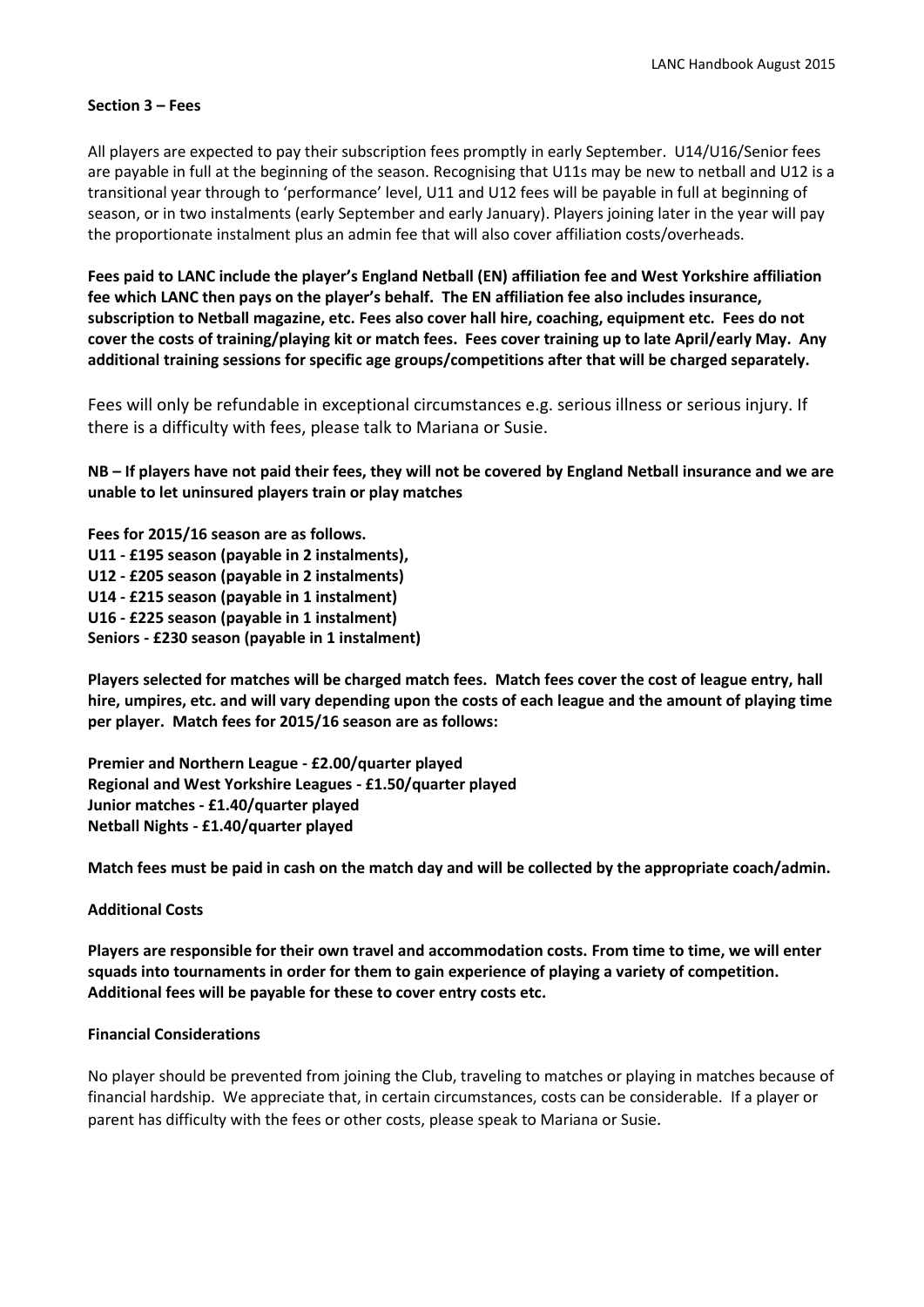**Section 3 – Fees**

All players are expected to pay their subscription fees promptly in early September. U14/U16/Senior fees are payable in full at the beginning of the season. Recognising that U11s may be new to netball and U12 is a transitional year through to 'performance' level, U11 and U12 fees will be payable in full at beginning of season, or in two instalments (early September and early January). Players joining later in the year will pay the proportionate instalment plus an admin fee that will also cover affiliation costs/overheads.

**Fees paid to LANC include the player's England Netball (EN) affiliation fee and West Yorkshire affiliation fee which LANC then pays on the player's behalf. The EN affiliation fee also includes insurance, subscription to Netball magazine, etc. Fees also cover hall hire, coaching, equipment etc. Fees do not cover the costs of training/playing kit or match fees. Fees cover training up to late April/early May. Any additional training sessions for specific age groups/competitions after that will be charged separately.**

Fees will only be refundable in exceptional circumstances e.g. serious illness or serious injury. If there is a difficulty with fees, please talk to Mariana or Susie.

**NB – If players have not paid their fees, they will not be covered by England Netball insurance and we are unable to let uninsured players train or play matches**

**Fees for 2015/16 season are as follows.**
**U11 - £195 season (payable in 2 instalments),**
**U12 - £205 season (payable in 2 instalments)**
**U14 - £215 season (payable in 1 instalment)**
**U16 - £225 season (payable in 1 instalment)**
**Seniors - £230 season (payable in 1 instalment)**

**Players selected for matches will be charged match fees. Match fees cover the cost of league entry, hall hire, umpires, etc. and will vary depending upon the costs of each league and the amount of playing time per player. Match fees for 2015/16 season are as follows:**

**Premier and Northern League - £2.00/quarter played**
**Regional and West Yorkshire Leagues - £1.50/quarter played**
**Junior matches - £1.40/quarter played**
**Netball Nights - £1.40/quarter played**

**Match fees must be paid in cash on the match day and will be collected by the appropriate coach/admin.**

**Additional Costs**

**Players are responsible for their own travel and accommodation costs. From time to time, we will enter squads into tournaments in order for them to gain experience of playing a variety of competition. Additional fees will be payable for these to cover entry costs etc.**

**Financial Considerations**

No player should be prevented from joining the Club, traveling to matches or playing in matches because of financial hardship. We appreciate that, in certain circumstances, costs can be considerable. If a player or parent has difficulty with the fees or other costs, please speak to Mariana or Susie.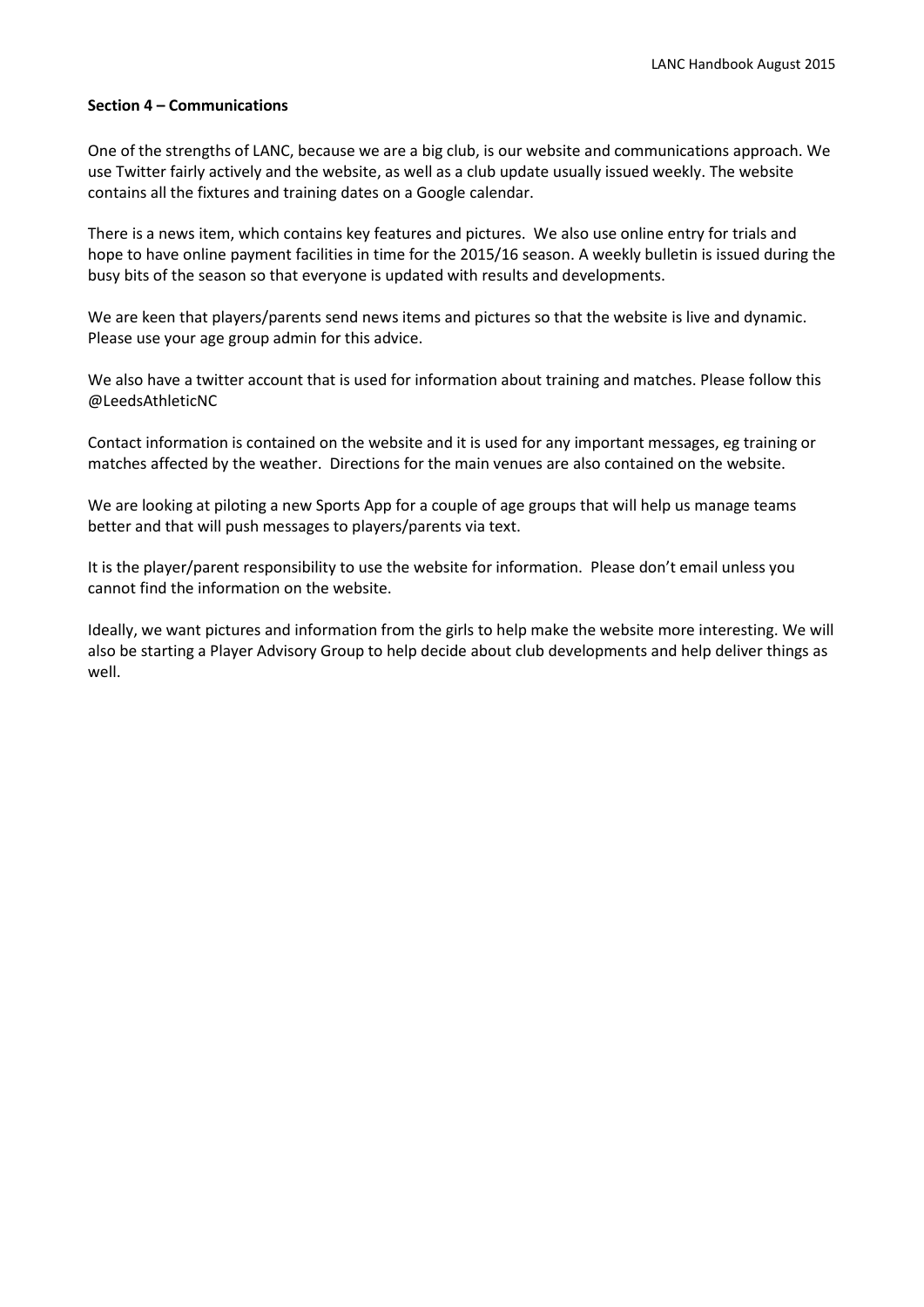**Section 4 – Communications**

One of the strengths of LANC, because we are a big club, is our website and communications approach. We use Twitter fairly actively and the website, as well as a club update usually issued weekly. The website contains all the fixtures and training dates on a Google calendar.

There is a news item, which contains key features and pictures. We also use online entry for trials and hope to have online payment facilities in time for the 2015/16 season. A weekly bulletin is issued during the busy bits of the season so that everyone is updated with results and developments.

We are keen that players/parents send news items and pictures so that the website is live and dynamic. Please use your age group admin for this advice.

We also have a twitter account that is used for information about training and matches. Please follow this @LeedsAthleticNC

Contact information is contained on the website and it is used for any important messages, eg training or matches affected by the weather. Directions for the main venues are also contained on the website.

We are looking at piloting a new Sports App for a couple of age groups that will help us manage teams better and that will push messages to players/parents via text.

It is the player/parent responsibility to use the website for information. Please don't email unless you cannot find the information on the website.

Ideally, we want pictures and information from the girls to help make the website more interesting. We will also be starting a Player Advisory Group to help decide about club developments and help deliver things as well.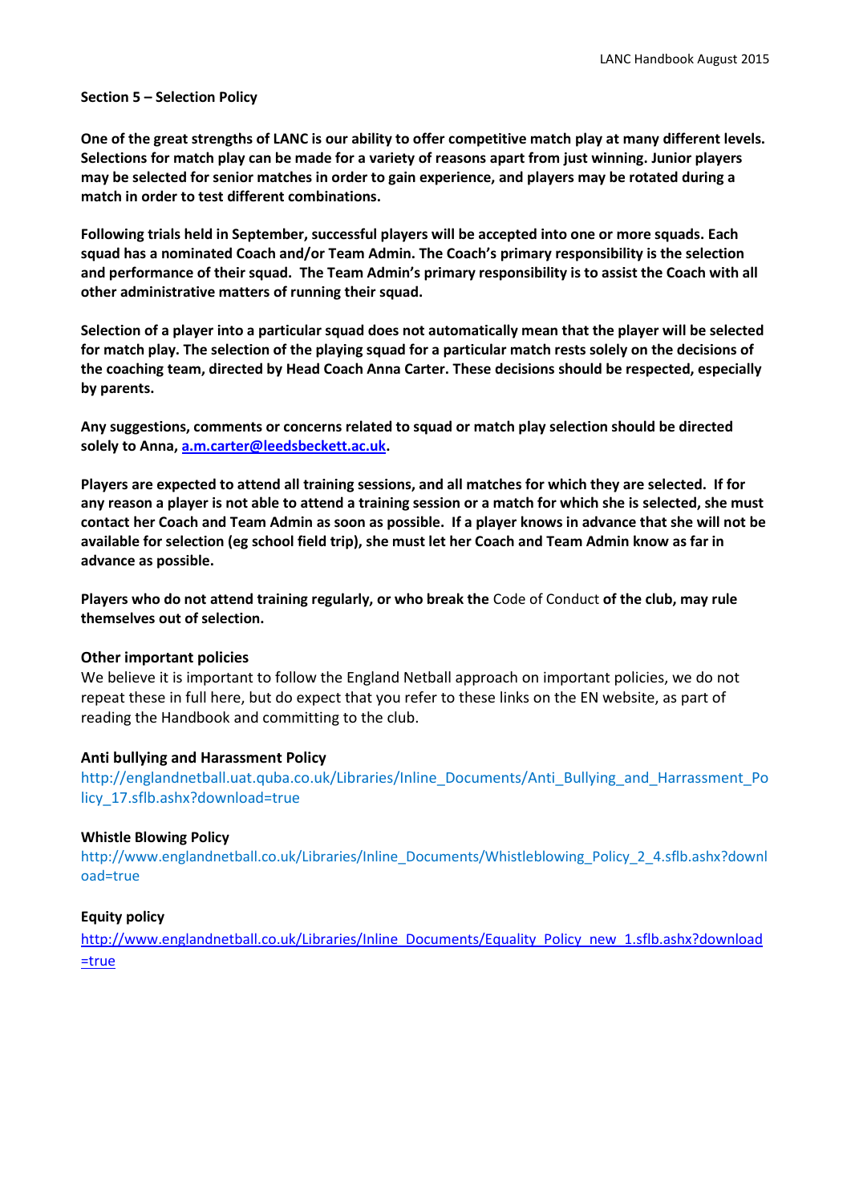**Section 5 – Selection Policy**

**One of the great strengths of LANC is our ability to offer competitive match play at many different levels. Selections for match play can be made for a variety of reasons apart from just winning. Junior players may be selected for senior matches in order to gain experience, and players may be rotated during a match in order to test different combinations.**

**Following trials held in September, successful players will be accepted into one or more squads. Each squad has a nominated Coach and/or Team Admin. The Coach's primary responsibility is the selection and performance of their squad. The Team Admin's primary responsibility is to assist the Coach with all other administrative matters of running their squad.**

**Selection of a player into a particular squad does not automatically mean that the player will be selected for match play. The selection of the playing squad for a particular match rests solely on the decisions of the coaching team, directed by Head Coach Anna Carter. These decisions should be respected, especially by parents.**

**Any suggestions, comments or concerns related to squad or match play selection should be directed solely to Anna, [a.m.carter@leedsbeckett.ac.uk](mailto:a.m.carter@leedsbeckett.ac.uk).**

**Players are expected to attend all training sessions, and all matches for which they are selected. If for any reason a player is not able to attend a training session or a match for which she is selected, she must contact her Coach and Team Admin as soon as possible. If a player knows in advance that she will not be available for selection (eg school field trip), she must let her Coach and Team Admin know as far in advance as possible.**

**Players who do not attend training regularly, or who break the** Code of Conduct **of the club, may rule themselves out of selection.**

**Other important policies**

We believe it is important to follow the England Netball approach on important policies, we do not repeat these in full here, but do expect that you refer to these links on the EN website, as part of reading the Handbook and committing to the club.

**Anti bullying and Harassment Policy**

http://englandnetball.uat.quba.co.uk/Libraries/Inline_Documents/Anti_Bullying_and_Harrassment_Policy_17.sflb.ashx?download=true

**Whistle Blowing Policy**

http://www.englandnetball.co.uk/Libraries/Inline_Documents/Whistleblowing_Policy_2_4.sflb.ashx?download=true

**Equity policy**

http://www.englandnetball.co.uk/Libraries/Inline_Documents/Equality_Policy_new_1.sflb.ashx?download=true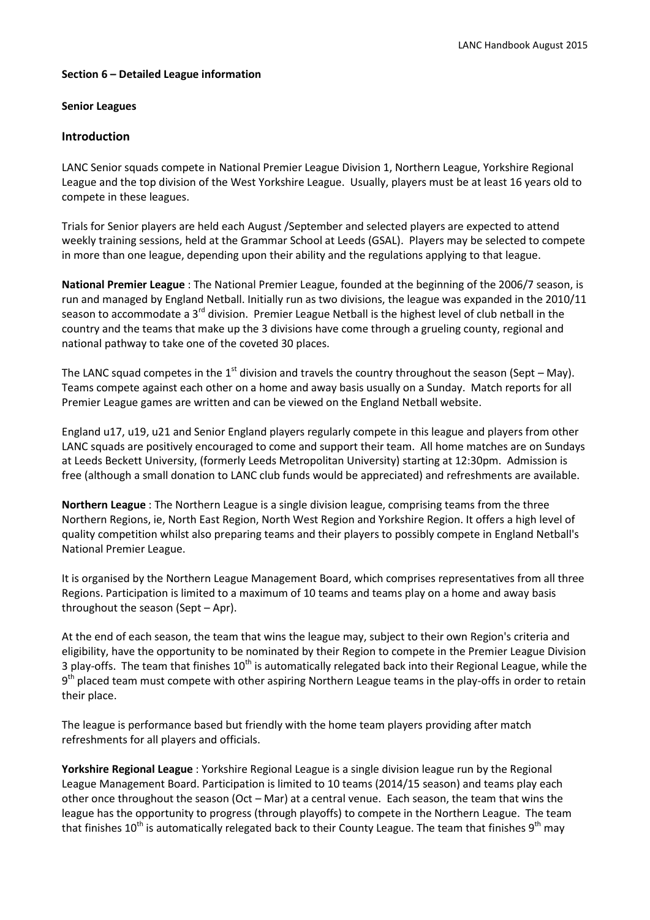**Section 6 – Detailed League information**

**Senior Leagues**

## Introduction

LANC Senior squads compete in National Premier League Division 1, Northern League, Yorkshire Regional League and the top division of the West Yorkshire League. Usually, players must be at least 16 years old to compete in these leagues.

Trials for Senior players are held each August /September and selected players are expected to attend weekly training sessions, held at the Grammar School at Leeds (GSAL). Players may be selected to compete in more than one league, depending upon their ability and the regulations applying to that league.

**National Premier League** : The National Premier League, founded at the beginning of the 2006/7 season, is run and managed by England Netball. Initially run as two divisions, the league was expanded in the 2010/11 season to accommodate a 3rd division. Premier League Netball is the highest level of club netball in the country and the teams that make up the 3 divisions have come through a grueling county, regional and national pathway to take one of the coveted 30 places.

The LANC squad competes in the 1st division and travels the country throughout the season (Sept – May). Teams compete against each other on a home and away basis usually on a Sunday. Match reports for all Premier League games are written and can be viewed on the England Netball website.

England u17, u19, u21 and Senior England players regularly compete in this league and players from other LANC squads are positively encouraged to come and support their team. All home matches are on Sundays at Leeds Beckett University, (formerly Leeds Metropolitan University) starting at 12:30pm. Admission is free (although a small donation to LANC club funds would be appreciated) and refreshments are available.

**Northern League** : The Northern League is a single division league, comprising teams from the three Northern Regions, ie, North East Region, North West Region and Yorkshire Region. It offers a high level of quality competition whilst also preparing teams and their players to possibly compete in England Netball's National Premier League.

It is organised by the Northern League Management Board, which comprises representatives from all three Regions. Participation is limited to a maximum of 10 teams and teams play on a home and away basis throughout the season (Sept – Apr).

At the end of each season, the team that wins the league may, subject to their own Region's criteria and eligibility, have the opportunity to be nominated by their Region to compete in the Premier League Division 3 play-offs. The team that finishes 10th is automatically relegated back into their Regional League, while the 9th placed team must compete with other aspiring Northern League teams in the play-offs in order to retain their place.

The league is performance based but friendly with the home team players providing after match refreshments for all players and officials.

**Yorkshire Regional League** : Yorkshire Regional League is a single division league run by the Regional League Management Board. Participation is limited to 10 teams (2014/15 season) and teams play each other once throughout the season (Oct – Mar) at a central venue. Each season, the team that wins the league has the opportunity to progress (through playoffs) to compete in the Northern League. The team that finishes 10th is automatically relegated back to their County League. The team that finishes 9th may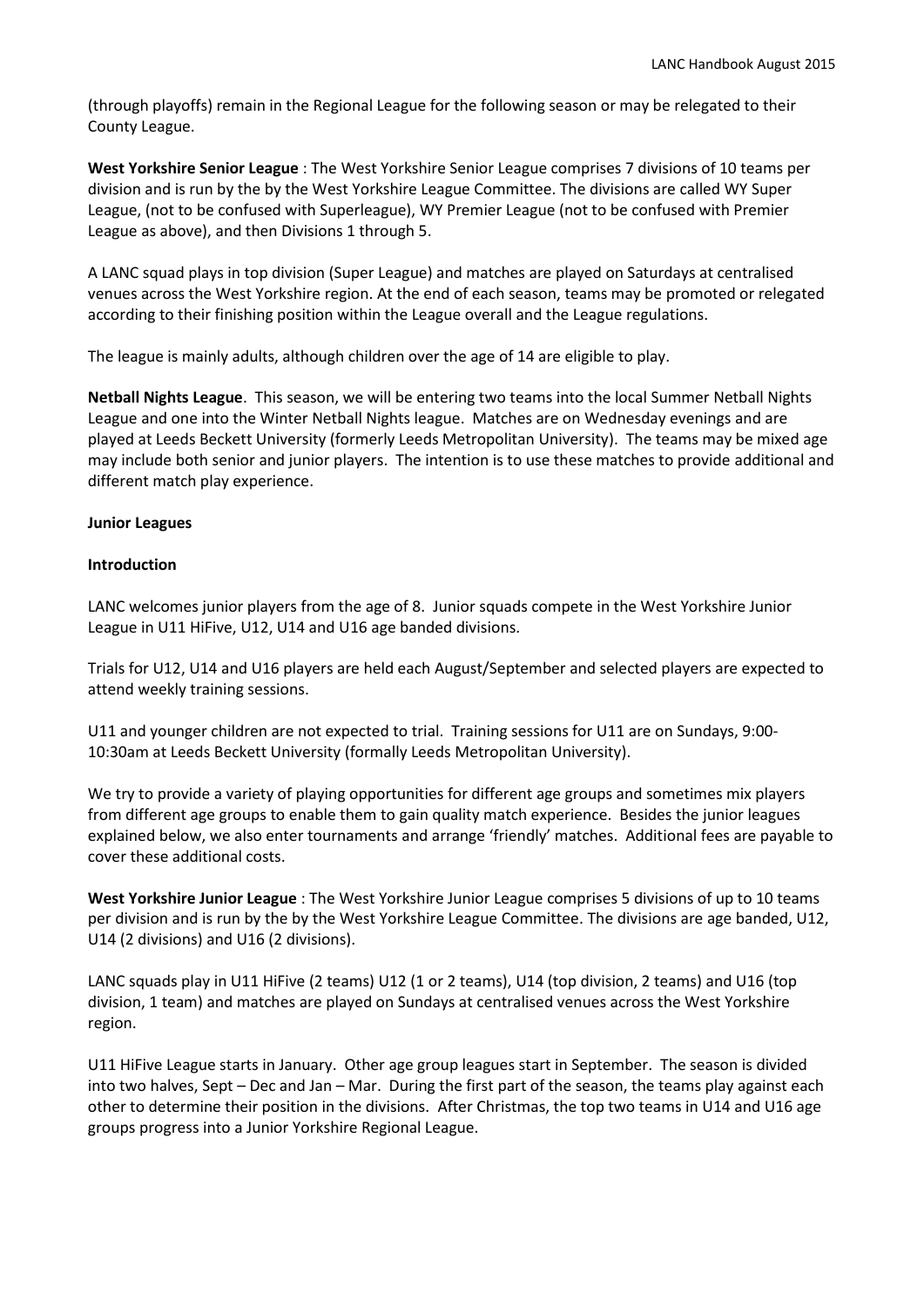(through playoffs) remain in the Regional League for the following season or may be relegated to their County League.

**West Yorkshire Senior League** : The West Yorkshire Senior League comprises 7 divisions of 10 teams per division and is run by the by the West Yorkshire League Committee. The divisions are called WY Super League, (not to be confused with Superleague), WY Premier League (not to be confused with Premier League as above), and then Divisions 1 through 5.

A LANC squad plays in top division (Super League) and matches are played on Saturdays at centralised venues across the West Yorkshire region. At the end of each season, teams may be promoted or relegated according to their finishing position within the League overall and the League regulations.

The league is mainly adults, although children over the age of 14 are eligible to play.

**Netball Nights League**. This season, we will be entering two teams into the local Summer Netball Nights League and one into the Winter Netball Nights league. Matches are on Wednesday evenings and are played at Leeds Beckett University (formerly Leeds Metropolitan University). The teams may be mixed age may include both senior and junior players. The intention is to use these matches to provide additional and different match play experience.

**Junior Leagues**

**Introduction**

LANC welcomes junior players from the age of 8. Junior squads compete in the West Yorkshire Junior League in U11 HiFive, U12, U14 and U16 age banded divisions.

Trials for U12, U14 and U16 players are held each August/September and selected players are expected to attend weekly training sessions.

U11 and younger children are not expected to trial. Training sessions for U11 are on Sundays, 9:00-10:30am at Leeds Beckett University (formally Leeds Metropolitan University).

We try to provide a variety of playing opportunities for different age groups and sometimes mix players from different age groups to enable them to gain quality match experience. Besides the junior leagues explained below, we also enter tournaments and arrange 'friendly' matches. Additional fees are payable to cover these additional costs.

**West Yorkshire Junior League** : The West Yorkshire Junior League comprises 5 divisions of up to 10 teams per division and is run by the by the West Yorkshire League Committee. The divisions are age banded, U12, U14 (2 divisions) and U16 (2 divisions).

LANC squads play in U11 HiFive (2 teams) U12 (1 or 2 teams), U14 (top division, 2 teams) and U16 (top division, 1 team) and matches are played on Sundays at centralised venues across the West Yorkshire region.

U11 HiFive League starts in January. Other age group leagues start in September. The season is divided into two halves, Sept – Dec and Jan – Mar. During the first part of the season, the teams play against each other to determine their position in the divisions. After Christmas, the top two teams in U14 and U16 age groups progress into a Junior Yorkshire Regional League.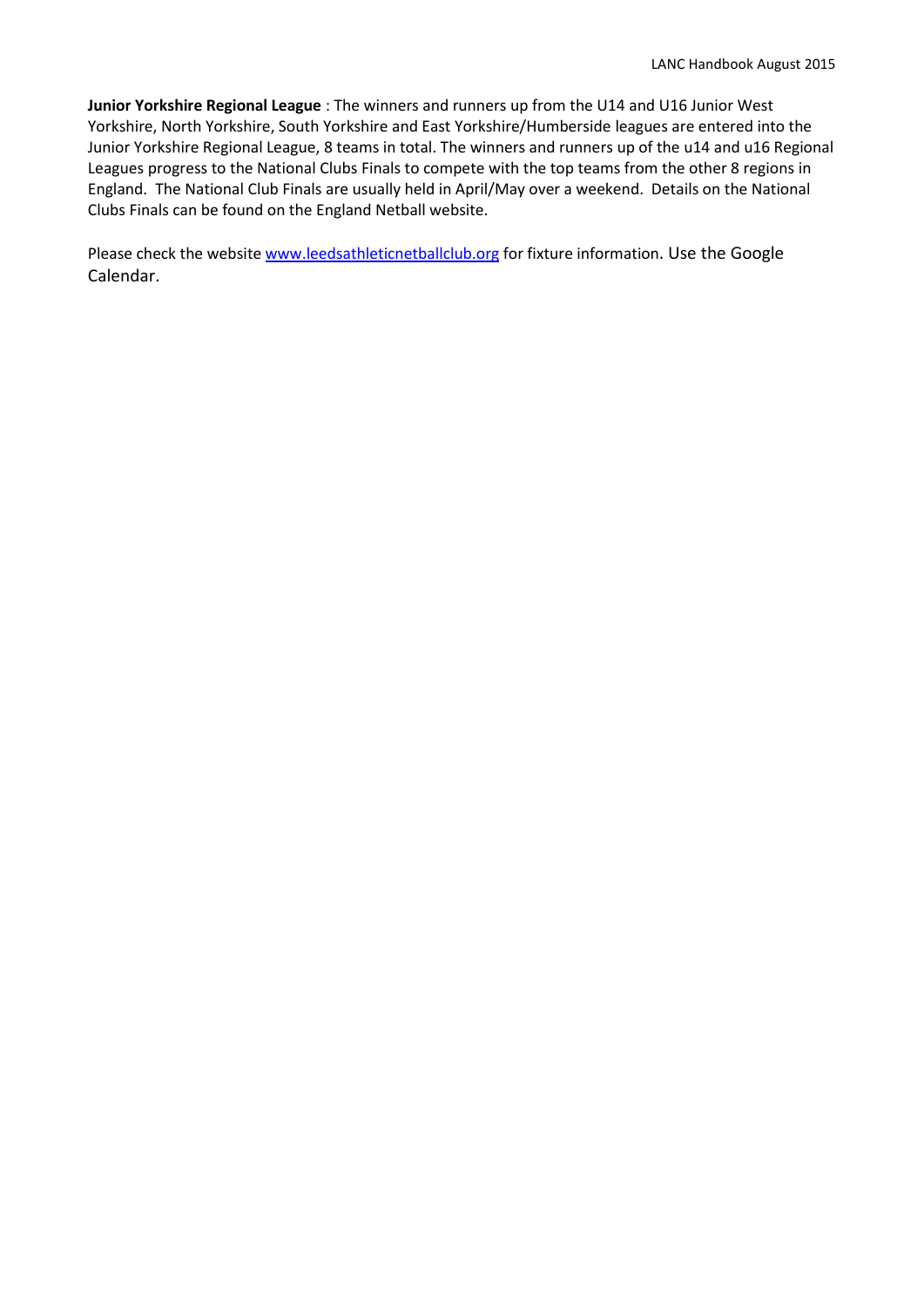**Junior Yorkshire Regional League** : The winners and runners up from the U14 and U16 Junior West Yorkshire, North Yorkshire, South Yorkshire and East Yorkshire/Humberside leagues are entered into the Junior Yorkshire Regional League, 8 teams in total. The winners and runners up of the u14 and u16 Regional Leagues progress to the National Clubs Finals to compete with the top teams from the other 8 regions in England. The National Club Finals are usually held in April/May over a weekend. Details on the National Clubs Finals can be found on the England Netball website.

Please check the website [www.leedsathleticnetballclub.org](http://www.leedsathleticnetballclub.org) for fixture information. Use the Google Calendar.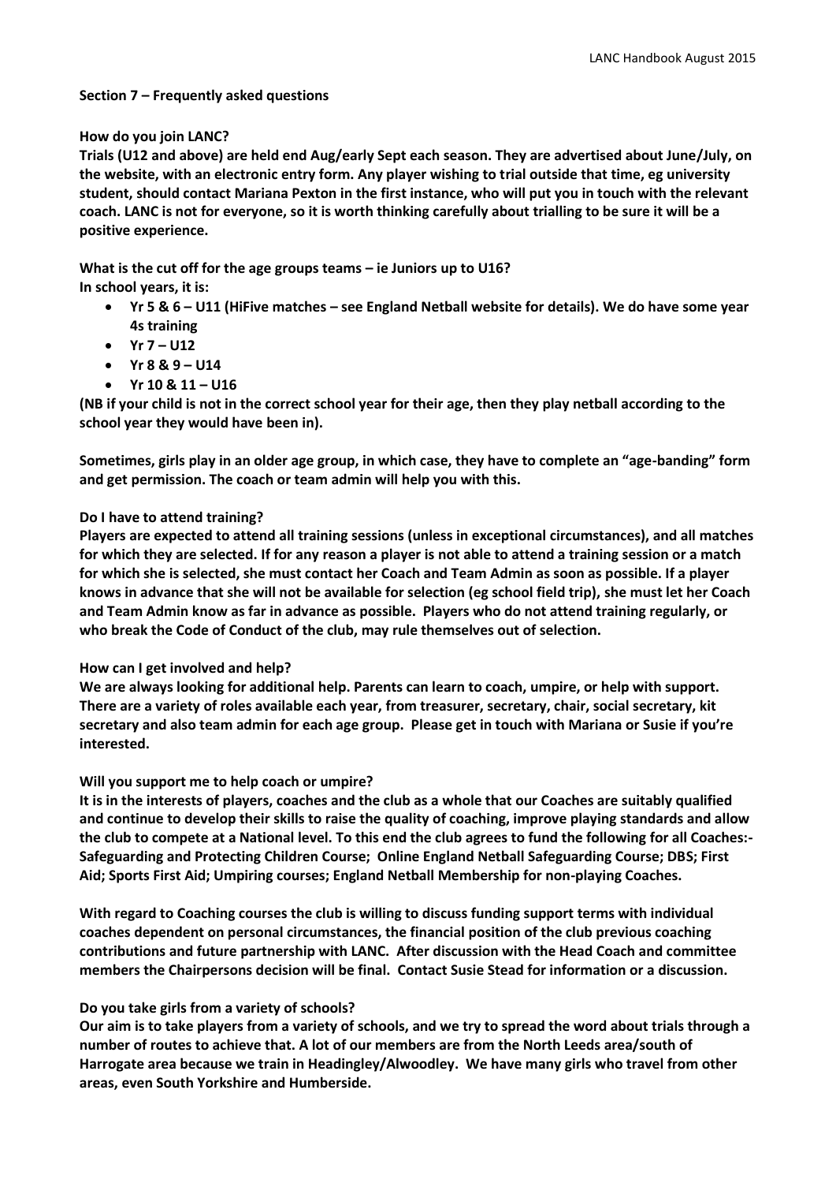## Section 7 – Frequently asked questions

**How do you join LANC?**

**Trials (U12 and above) are held end Aug/early Sept each season. They are advertised about June/July, on the website, with an electronic entry form. Any player wishing to trial outside that time, eg university student, should contact Mariana Pexton in the first instance, who will put you in touch with the relevant coach. LANC is not for everyone, so it is worth thinking carefully about trialling to be sure it will be a positive experience.**

**What is the cut off for the age groups teams – ie Juniors up to U16?**

**In school years, it is:**

- **Yr 5 & 6 – U11 (HiFive matches – see England Netball website for details). We do have some year 4s training**
- **Yr 7 – U12**
- **Yr 8 & 9 – U14**
- **Yr 10 & 11 – U16**

**(NB if your child is not in the correct school year for their age, then they play netball according to the school year they would have been in).**

**Sometimes, girls play in an older age group, in which case, they have to complete an "age-banding" form and get permission. The coach or team admin will help you with this.**

**Do I have to attend training?**

**Players are expected to attend all training sessions (unless in exceptional circumstances), and all matches for which they are selected. If for any reason a player is not able to attend a training session or a match for which she is selected, she must contact her Coach and Team Admin as soon as possible. If a player knows in advance that she will not be available for selection (eg school field trip), she must let her Coach and Team Admin know as far in advance as possible. Players who do not attend training regularly, or who break the Code of Conduct of the club, may rule themselves out of selection.**

**How can I get involved and help?**

**We are always looking for additional help. Parents can learn to coach, umpire, or help with support. There are a variety of roles available each year, from treasurer, secretary, chair, social secretary, kit secretary and also team admin for each age group. Please get in touch with Mariana or Susie if you're interested.**

**Will you support me to help coach or umpire?**

**It is in the interests of players, coaches and the club as a whole that our Coaches are suitably qualified and continue to develop their skills to raise the quality of coaching, improve playing standards and allow the club to compete at a National level. To this end the club agrees to fund the following for all Coaches:- Safeguarding and Protecting Children Course; Online England Netball Safeguarding Course; DBS; First Aid; Sports First Aid; Umpiring courses; England Netball Membership for non-playing Coaches.**

**With regard to Coaching courses the club is willing to discuss funding support terms with individual coaches dependent on personal circumstances, the financial position of the club previous coaching contributions and future partnership with LANC. After discussion with the Head Coach and committee members the Chairpersons decision will be final. Contact Susie Stead for information or a discussion.**

**Do you take girls from a variety of schools?**

**Our aim is to take players from a variety of schools, and we try to spread the word about trials through a number of routes to achieve that. A lot of our members are from the North Leeds area/south of Harrogate area because we train in Headingley/Alwoodley. We have many girls who travel from other areas, even South Yorkshire and Humberside.**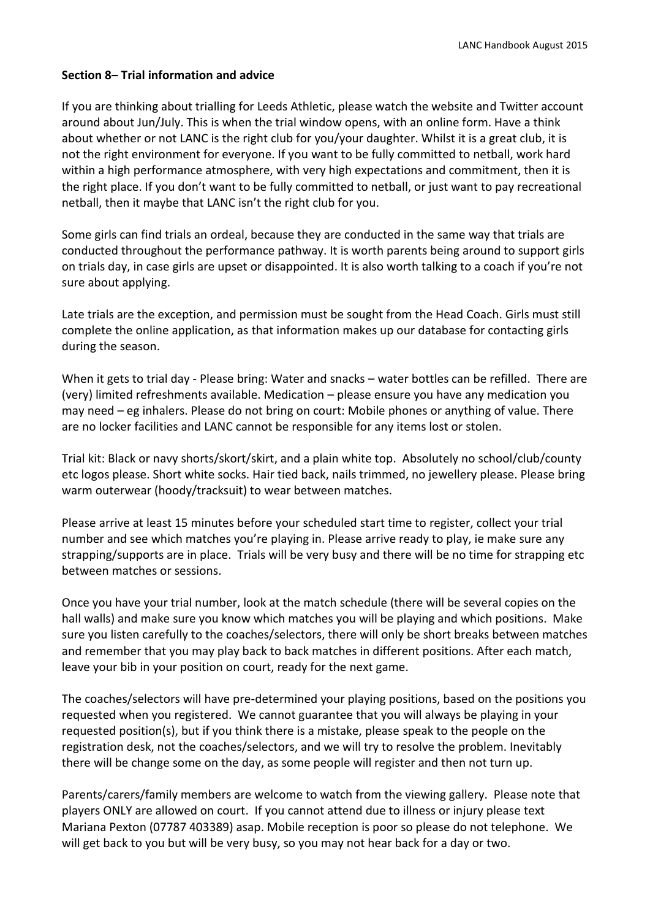**Section 8– Trial information and advice**

If you are thinking about trialling for Leeds Athletic, please watch the website and Twitter account around about Jun/July. This is when the trial window opens, with an online form. Have a think about whether or not LANC is the right club for you/your daughter. Whilst it is a great club, it is not the right environment for everyone. If you want to be fully committed to netball, work hard within a high performance atmosphere, with very high expectations and commitment, then it is the right place. If you don't want to be fully committed to netball, or just want to pay recreational netball, then it maybe that LANC isn't the right club for you.

Some girls can find trials an ordeal, because they are conducted in the same way that trials are conducted throughout the performance pathway. It is worth parents being around to support girls on trials day, in case girls are upset or disappointed. It is also worth talking to a coach if you're not sure about applying.

Late trials are the exception, and permission must be sought from the Head Coach. Girls must still complete the online application, as that information makes up our database for contacting girls during the season.

When it gets to trial day - Please bring: Water and snacks – water bottles can be refilled. There are (very) limited refreshments available. Medication – please ensure you have any medication you may need – eg inhalers. Please do not bring on court: Mobile phones or anything of value. There are no locker facilities and LANC cannot be responsible for any items lost or stolen.

Trial kit: Black or navy shorts/skort/skirt, and a plain white top. Absolutely no school/club/county etc logos please. Short white socks. Hair tied back, nails trimmed, no jewellery please. Please bring warm outerwear (hoody/tracksuit) to wear between matches.

Please arrive at least 15 minutes before your scheduled start time to register, collect your trial number and see which matches you're playing in. Please arrive ready to play, ie make sure any strapping/supports are in place. Trials will be very busy and there will be no time for strapping etc between matches or sessions.

Once you have your trial number, look at the match schedule (there will be several copies on the hall walls) and make sure you know which matches you will be playing and which positions. Make sure you listen carefully to the coaches/selectors, there will only be short breaks between matches and remember that you may play back to back matches in different positions. After each match, leave your bib in your position on court, ready for the next game.

The coaches/selectors will have pre-determined your playing positions, based on the positions you requested when you registered. We cannot guarantee that you will always be playing in your requested position(s), but if you think there is a mistake, please speak to the people on the registration desk, not the coaches/selectors, and we will try to resolve the problem. Inevitably there will be change some on the day, as some people will register and then not turn up.

Parents/carers/family members are welcome to watch from the viewing gallery. Please note that players ONLY are allowed on court. If you cannot attend due to illness or injury please text Mariana Pexton (07787 403389) asap. Mobile reception is poor so please do not telephone. We will get back to you but will be very busy, so you may not hear back for a day or two.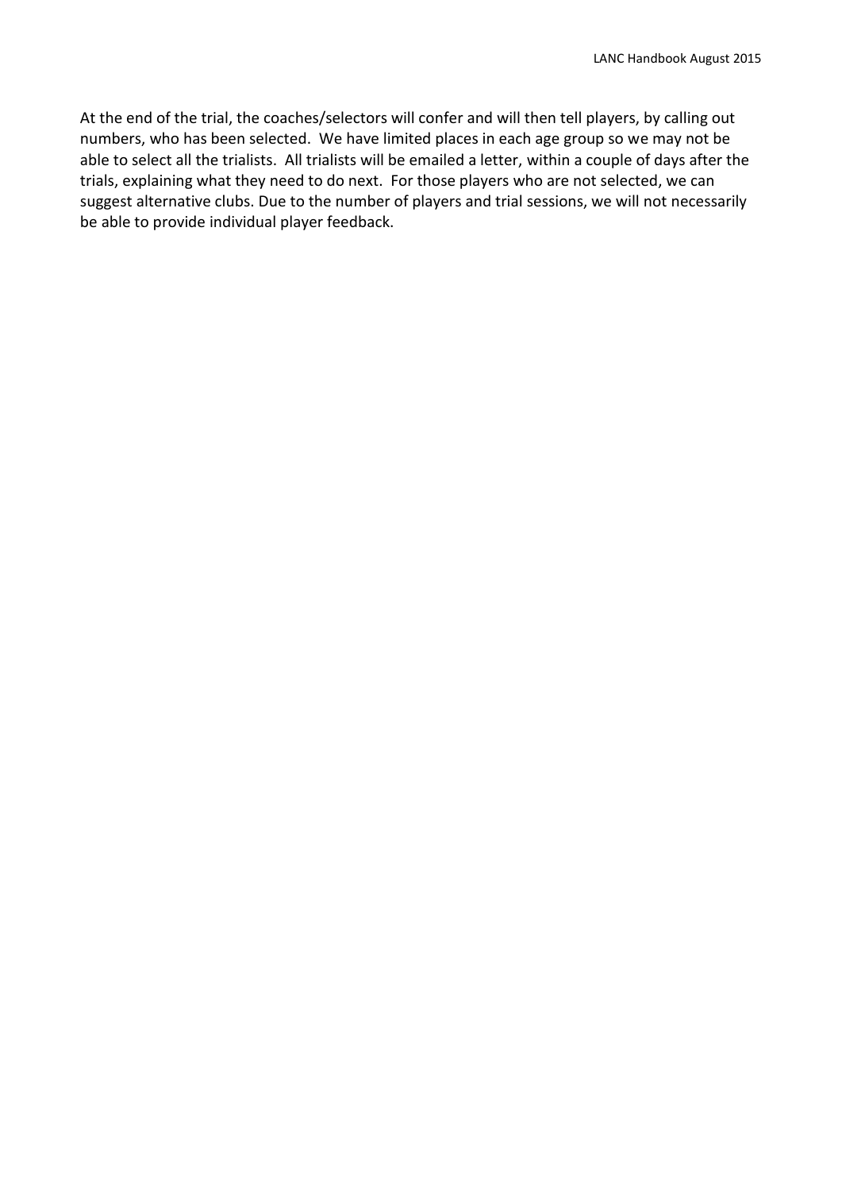At the end of the trial, the coaches/selectors will confer and will then tell players, by calling out numbers, who has been selected. We have limited places in each age group so we may not be able to select all the trialists. All trialists will be emailed a letter, within a couple of days after the trials, explaining what they need to do next. For those players who are not selected, we can suggest alternative clubs. Due to the number of players and trial sessions, we will not necessarily be able to provide individual player feedback.